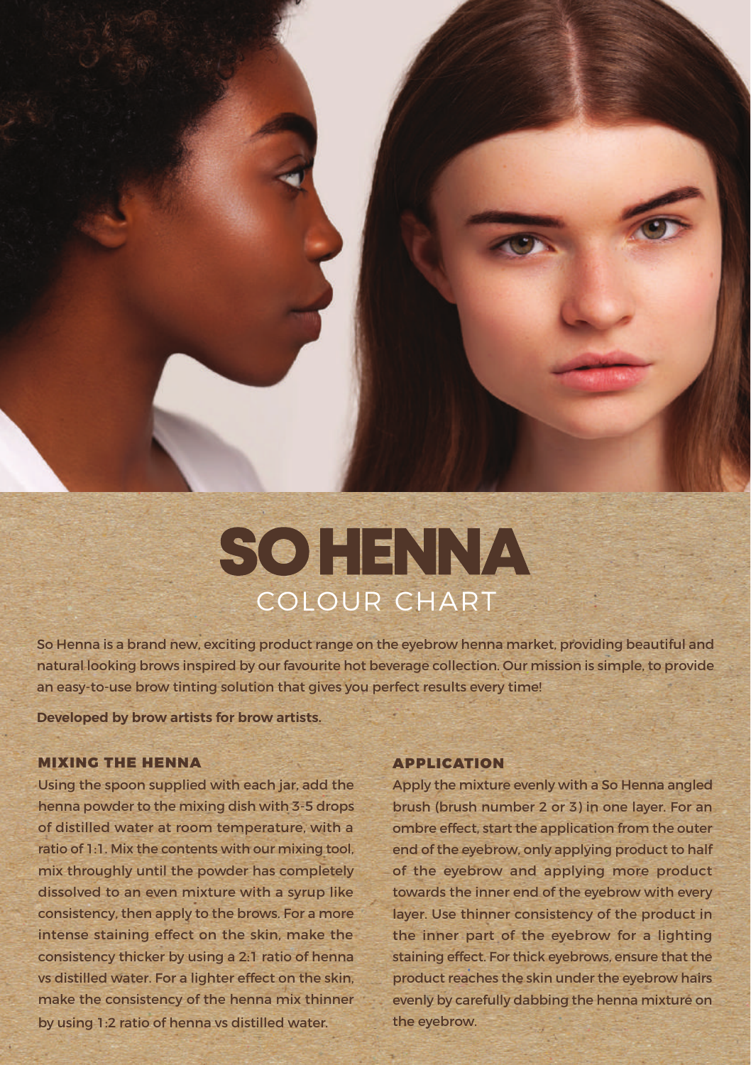# SO HENNA

## COLOUR CHART

So Henna is a brand new, exciting product range on the eyebrow henna market, providing beautiful and natural looking brows inspired by our favourite hot beverage collection. Our mission is simple, to provide an easy-to-use brow tinting solution that gives you perfect results every time!

**Developed by brow artists for brow artists.**

### MIXING THE HENNA

Using the spoon supplied with each jar, add the henna powder to the mixing dish with 3-5 drops of distilled water at room temperature, with a ratio of 1:1. Mix the contents with our mixing tool, mix throughly until the powder has completely dissolved to an even mixture with a syrup like consistency, then apply to the brows. For a more intense staining effect on the skin, make the consistency thicker by using a 2:1 ratio of henna vs distilled water. For a lighter effect on the skin, make the consistency of the henna mix thinner by using 1:2 ratio of henna vs distilled water.

### APPLICATION

Apply the mixture evenly with a So Henna angled brush (brush number 2 or 3) in one layer. For an ombre effect, start the application from the outer end of the eyebrow, only applying product to half of the eyebrow and applying more product towards the inner end of the eyebrow with every layer. Use thinner consistency of the product in the inner part of the eyebrow for a lighting staining effect. For thick eyebrows, ensure that the product reaches the skin under the eyebrow hairs evenly by carefully dabbing the henna mixture on the eyebrow.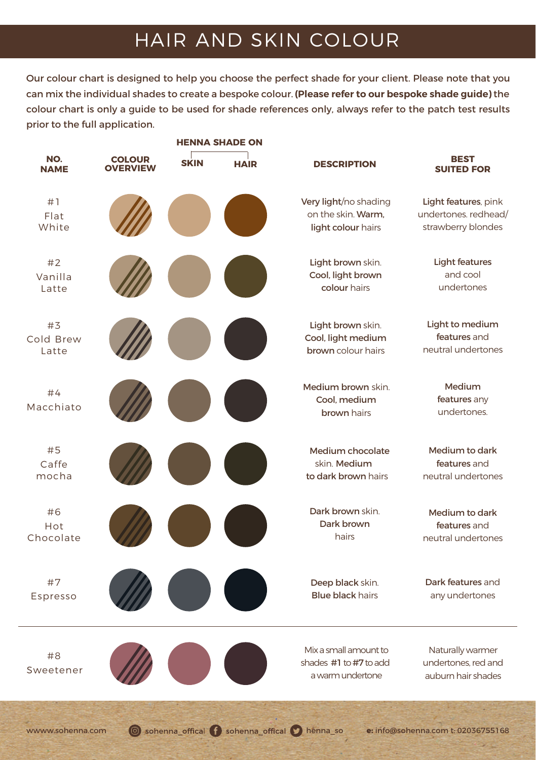# HAIR AND SKIN COLOUR

Our colour chart is designed to help you choose the perfect shade for your client. Please note that you can mix the individual shades to create a bespoke colour. **(Please refer to our bespoke shade guide)** the colour chart is only a guide to be used for shade references only, always refer to the patch test results prior to the full application.

| NO. NAME | COLOUR OVERVIEW | HENNA SHADE ON SKIN | HENNA SHADE ON HAIR | DESCRIPTION | BEST SUITED FOR |
|---|---|---|---|---|---|
| #1 Flat White | | | | **Very light**/no shading on the skin. **Warm, light colour** hairs | **Light features**, pink undertones. redhead/ strawberry blondes |
| #2 Vanilla Latte | | | | **Light brown** skin. **Cool, light brown colour** hairs | **Light features** and cool undertones |
| #3 Cold Brew Latte | | | | **Light brown** skin. **Cool, light medium brown** colour hairs | **Light to medium features** and neutral undertones |
| #4 Macchiato | | | | **Medium brown** skin. **Cool, medium brown** hairs | **Medium features** any undertones. |
| #5 Caffe mocha | | | | **Medium chocolate** skin. **Medium to dark brown** hairs | **Medium to dark features** and neutral undertones |
| #6 Hot Chocolate | | | | **Dark brown** skin. **Dark brown** hairs | **Medium to dark features** and neutral undertones |
| #7 Espresso | | | | **Deep black** skin. **Blue black** hairs | **Dark features** and any undertones |
| #8 Sweetener | | | | Mix a small amount to shades **#1** to **#7** to add a warm undertone | Naturally warmer undertones, red and auburn hair shades |

wwww.sohenna.com sohenna_offical sohenna_offical henna_so **e:** info@sohenna.com t: 02036755168